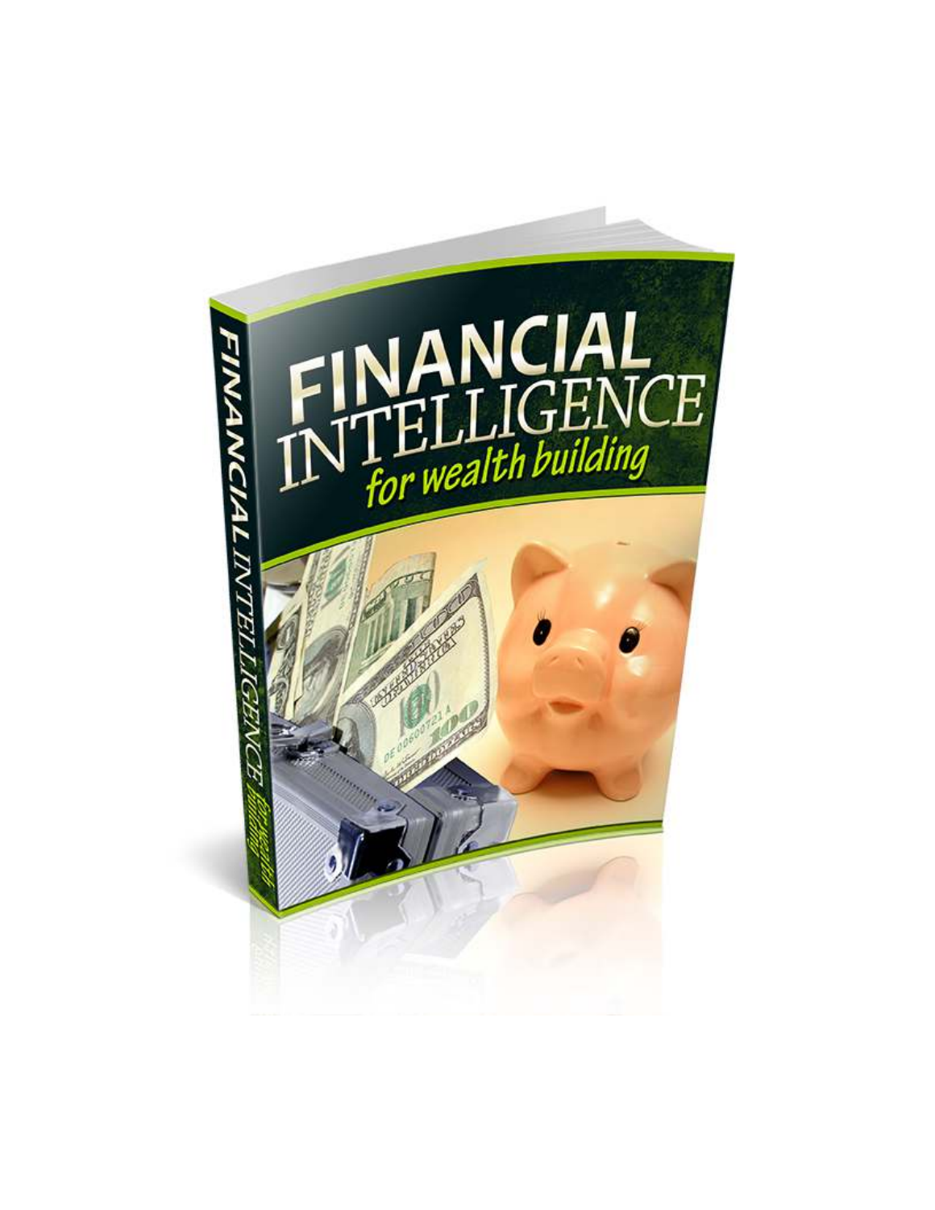# FINANCIAL INTELLIGENCE

## for wealth building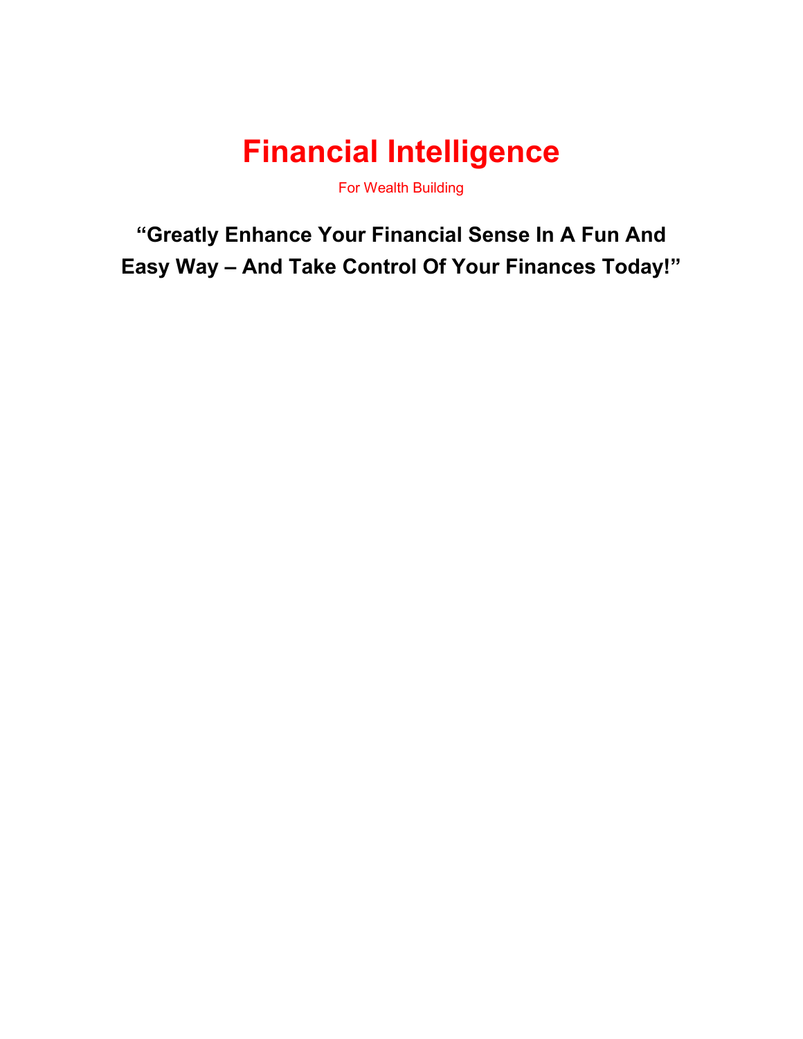# Financial Intelligence

For Wealth Building

## "Greatly Enhance Your Financial Sense In A Fun And Easy Way – And Take Control Of Your Finances Today!"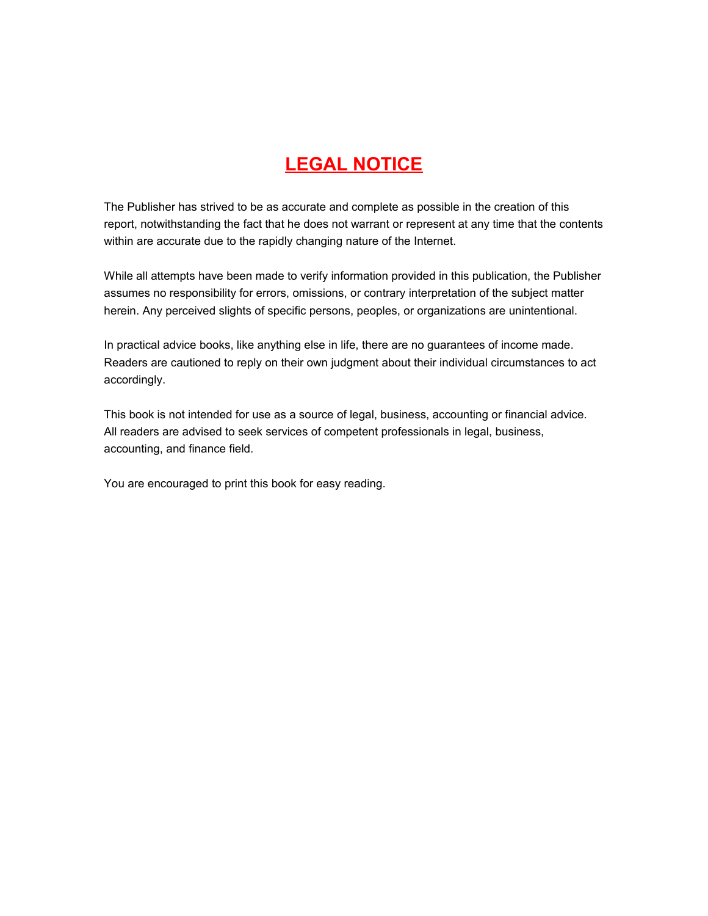# LEGAL NOTICE

The Publisher has strived to be as accurate and complete as possible in the creation of this report, notwithstanding the fact that he does not warrant or represent at any time that the contents within are accurate due to the rapidly changing nature of the Internet.

While all attempts have been made to verify information provided in this publication, the Publisher assumes no responsibility for errors, omissions, or contrary interpretation of the subject matter herein. Any perceived slights of specific persons, peoples, or organizations are unintentional.

In practical advice books, like anything else in life, there are no guarantees of income made. Readers are cautioned to reply on their own judgment about their individual circumstances to act accordingly.

This book is not intended for use as a source of legal, business, accounting or financial advice. All readers are advised to seek services of competent professionals in legal, business, accounting, and finance field.

You are encouraged to print this book for easy reading.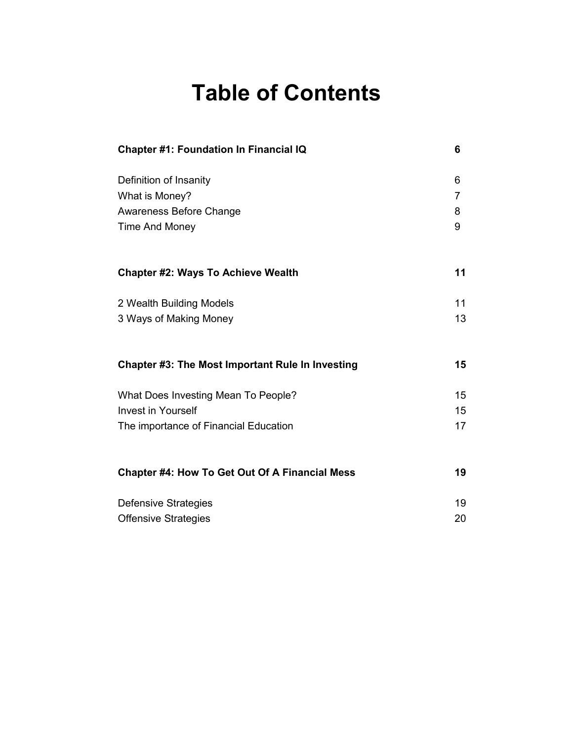# Table of Contents

| | |
|---|---|
| **Chapter #1: Foundation In Financial IQ** | **6** |
| Definition of Insanity | 6 |
| What is Money? | 7 |
| Awareness Before Change | 8 |
| Time And Money | 9 |
| **Chapter #2: Ways To Achieve Wealth** | **11** |
| 2 Wealth Building Models | 11 |
| 3 Ways of Making Money | 13 |
| **Chapter #3: The Most Important Rule In Investing** | **15** |
| What Does Investing Mean To People? | 15 |
| Invest in Yourself | 15 |
| The importance of Financial Education | 17 |
| **Chapter #4: How To Get Out Of A Financial Mess** | **19** |
| Defensive Strategies | 19 |
| Offensive Strategies | 20 |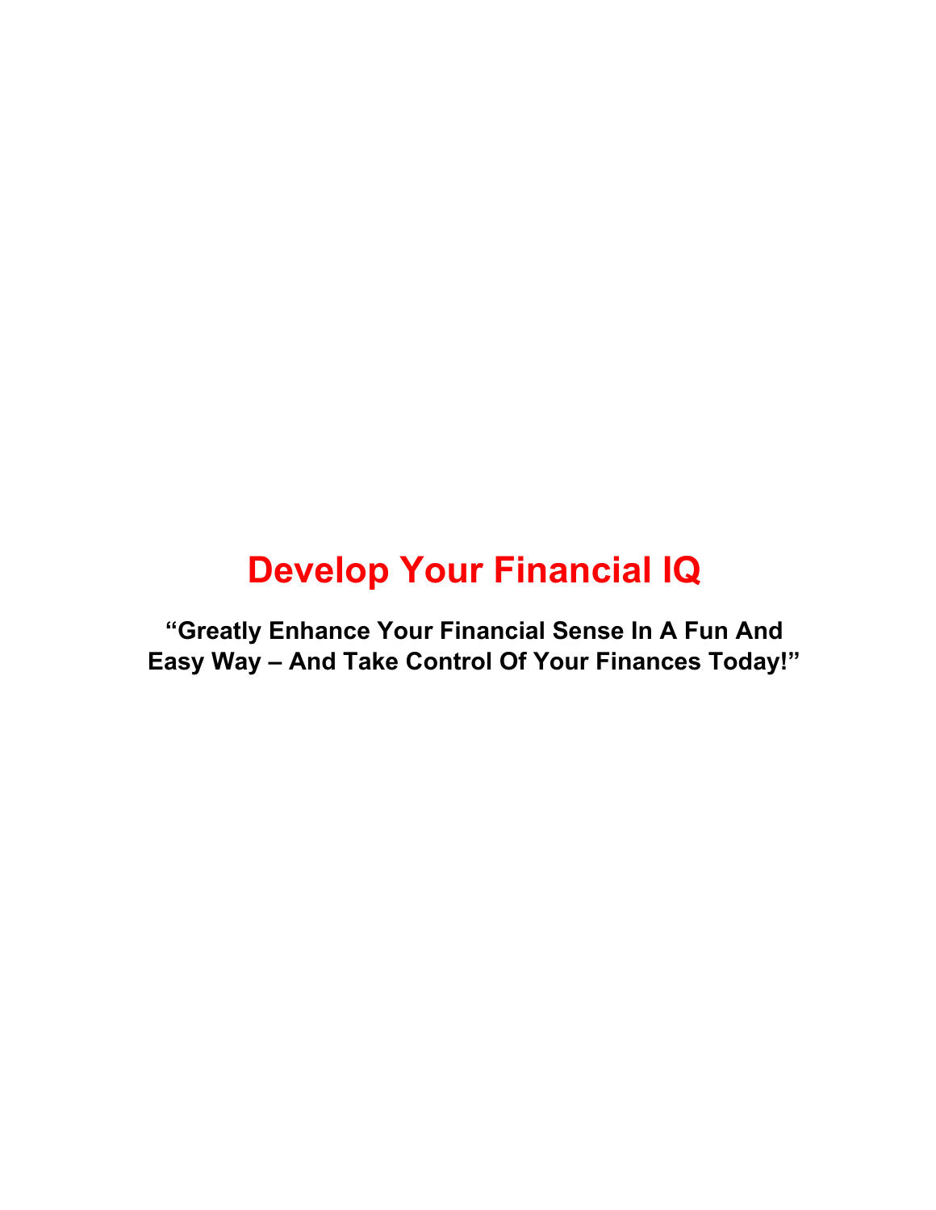# Develop Your Financial IQ

**“Greatly Enhance Your Financial Sense In A Fun And Easy Way – And Take Control Of Your Finances Today!”**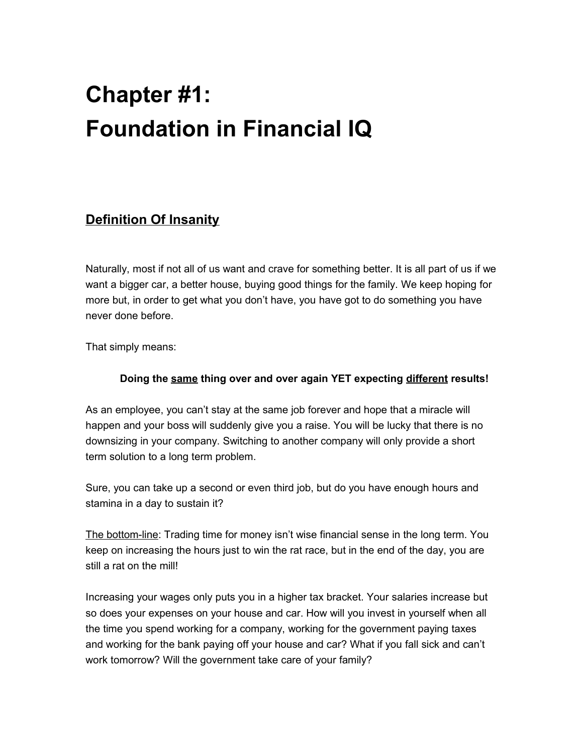# Chapter #1:
# Foundation in Financial IQ

## <u>Definition Of Insanity</u>

Naturally, most if not all of us want and crave for something better. It is all part of us if we want a bigger car, a better house, buying good things for the family. We keep hoping for more but, in order to get what you don't have, you have got to do something you have never done before.

That simply means:

**Doing the <u>same</u> thing over and over again YET expecting <u>different</u> results!**

As an employee, you can't stay at the same job forever and hope that a miracle will happen and your boss will suddenly give you a raise. You will be lucky that there is no downsizing in your company. Switching to another company will only provide a short term solution to a long term problem.

Sure, you can take up a second or even third job, but do you have enough hours and stamina in a day to sustain it?

<u>The bottom-line</u>: Trading time for money isn't wise financial sense in the long term. You keep on increasing the hours just to win the rat race, but in the end of the day, you are still a rat on the mill!

Increasing your wages only puts you in a higher tax bracket. Your salaries increase but so does your expenses on your house and car. How will you invest in yourself when all the time you spend working for a company, working for the government paying taxes and working for the bank paying off your house and car? What if you fall sick and can't work tomorrow? Will the government take care of your family?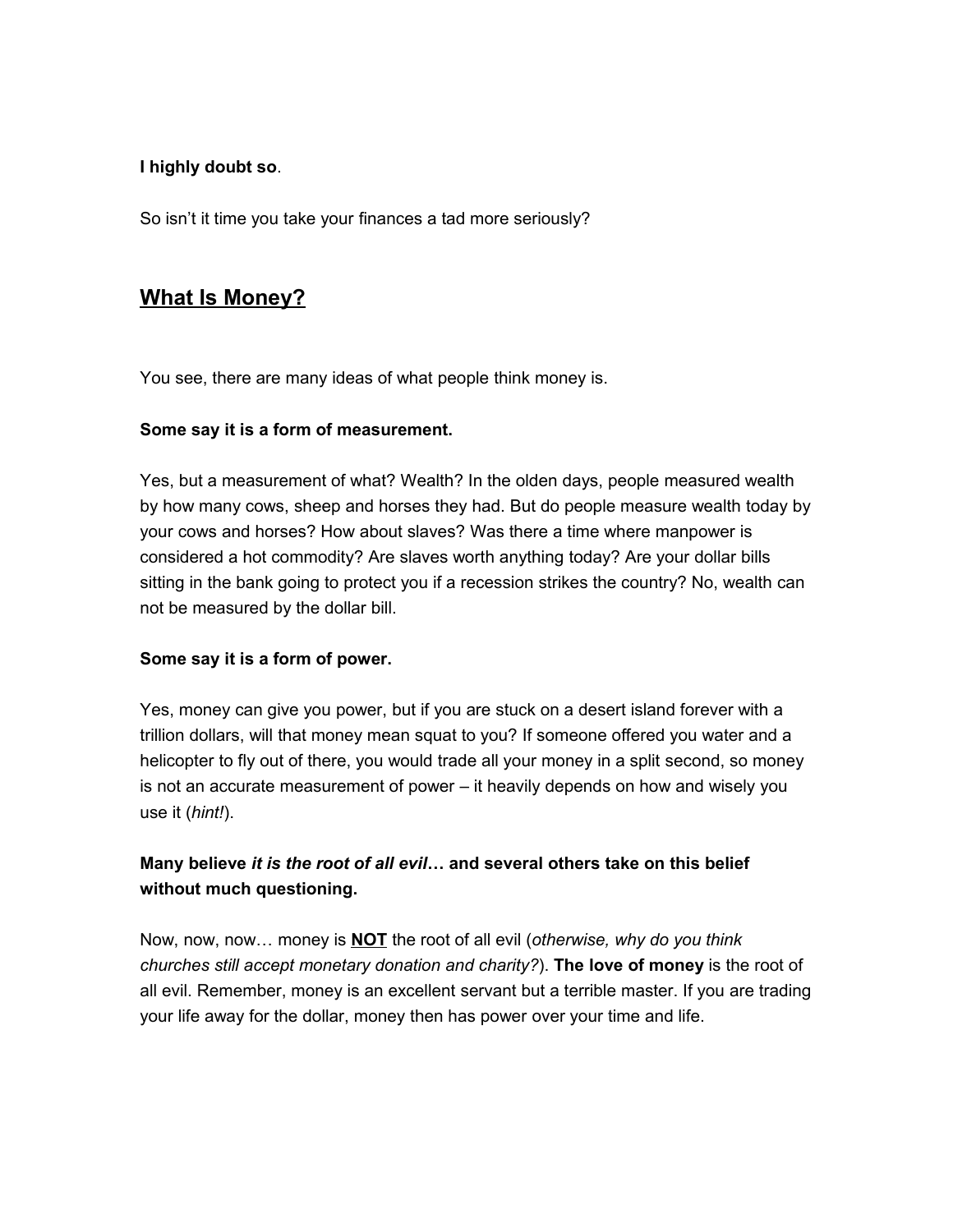**I highly doubt so**.

So isn't it time you take your finances a tad more seriously?

## <u>What Is Money?</u>

You see, there are many ideas of what people think money is.

**Some say it is a form of measurement.**

Yes, but a measurement of what? Wealth? In the olden days, people measured wealth by how many cows, sheep and horses they had. But do people measure wealth today by your cows and horses? How about slaves? Was there a time where manpower is considered a hot commodity? Are slaves worth anything today? Are your dollar bills sitting in the bank going to protect you if a recession strikes the country? No, wealth can not be measured by the dollar bill.

**Some say it is a form of power.**

Yes, money can give you power, but if you are stuck on a desert island forever with a trillion dollars, will that money mean squat to you? If someone offered you water and a helicopter to fly out of there, you would trade all your money in a split second, so money is not an accurate measurement of power – it heavily depends on how and wisely you use it (*hint!*).

**Many believe *it is the root of all evil*… and several others take on this belief without much questioning.**

Now, now, now… money is **<u>NOT</u>** the root of all evil (*otherwise, why do you think churches still accept monetary donation and charity?*). **The love of money** is the root of all evil. Remember, money is an excellent servant but a terrible master. If you are trading your life away for the dollar, money then has power over your time and life.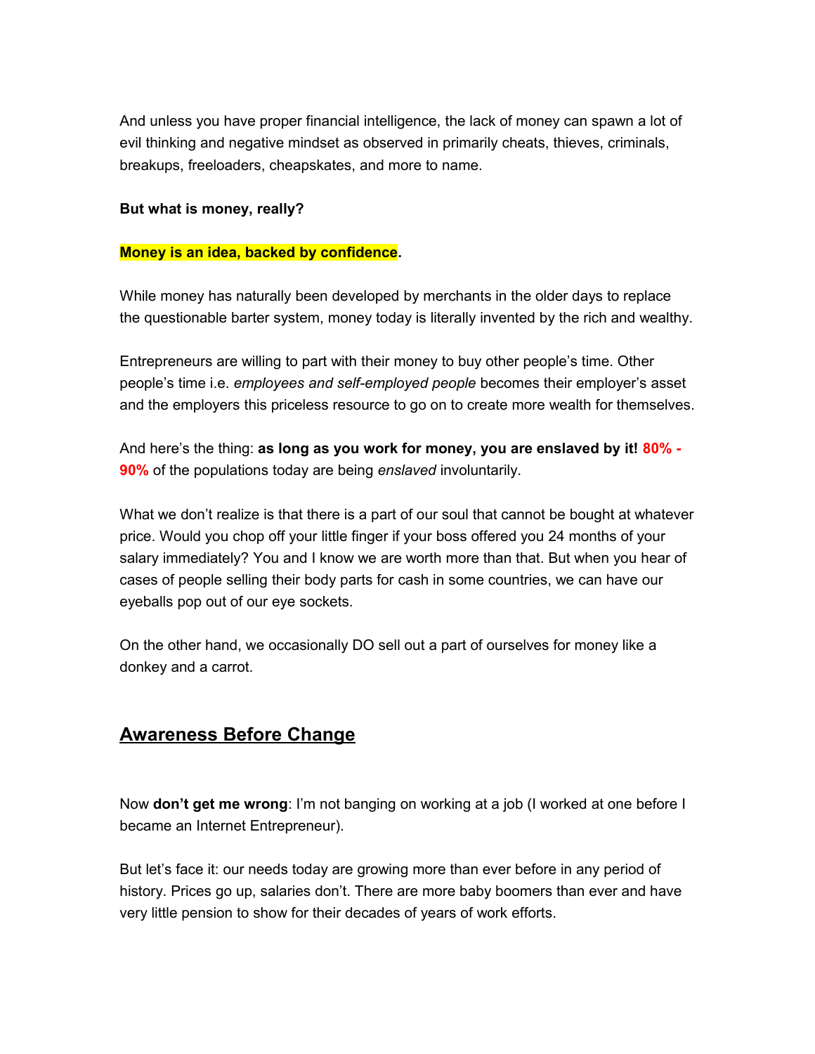And unless you have proper financial intelligence, the lack of money can spawn a lot of evil thinking and negative mindset as observed in primarily cheats, thieves, criminals, breakups, freeloaders, cheapskates, and more to name.

**But what is money, really?**

**Money is an idea, backed by confidence.**

While money has naturally been developed by merchants in the older days to replace the questionable barter system, money today is literally invented by the rich and wealthy.

Entrepreneurs are willing to part with their money to buy other people's time. Other people's time i.e. *employees and self-employed people* becomes their employer's asset and the employers this priceless resource to go on to create more wealth for themselves.

And here's the thing: **as long as you work for money, you are enslaved by it! 80% - 90%** of the populations today are being *enslaved* involuntarily.

What we don't realize is that there is a part of our soul that cannot be bought at whatever price. Would you chop off your little finger if your boss offered you 24 months of your salary immediately? You and I know we are worth more than that. But when you hear of cases of people selling their body parts for cash in some countries, we can have our eyeballs pop out of our eye sockets.

On the other hand, we occasionally DO sell out a part of ourselves for money like a donkey and a carrot.

## Awareness Before Change

Now **don't get me wrong**: I'm not banging on working at a job (I worked at one before I became an Internet Entrepreneur).

But let's face it: our needs today are growing more than ever before in any period of history. Prices go up, salaries don't. There are more baby boomers than ever and have very little pension to show for their decades of years of work efforts.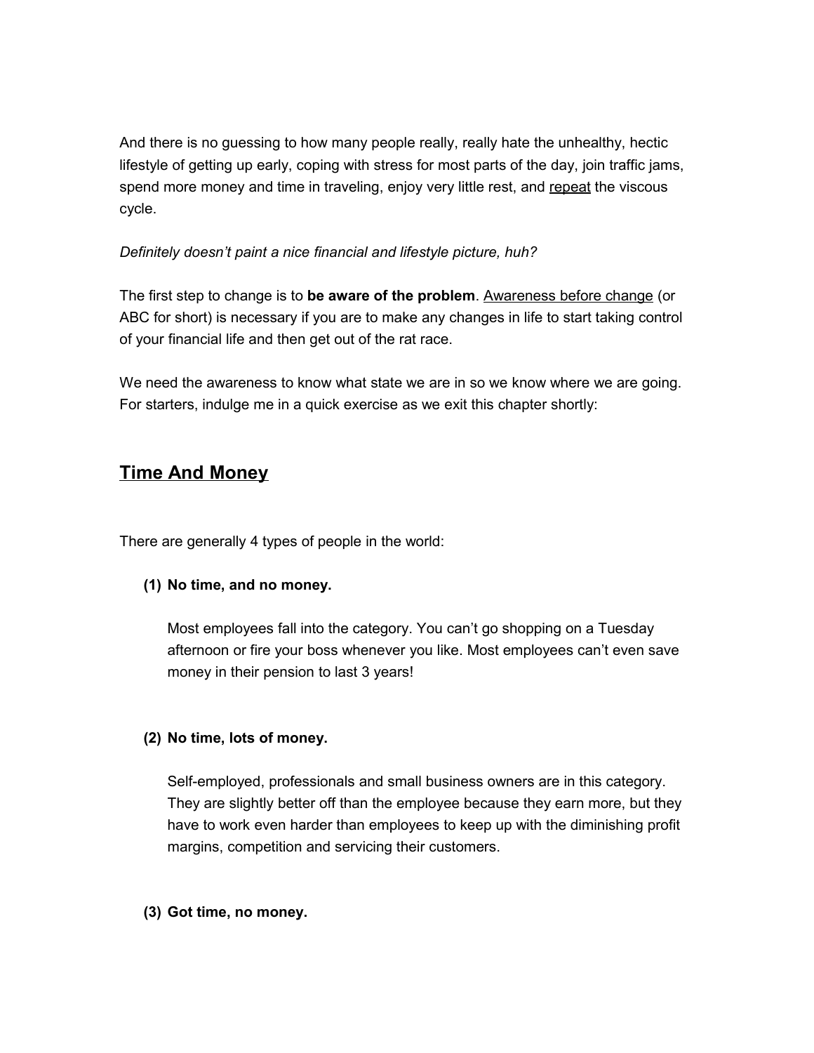And there is no guessing to how many people really, really hate the unhealthy, hectic lifestyle of getting up early, coping with stress for most parts of the day, join traffic jams, spend more money and time in traveling, enjoy very little rest, and <u>repeat</u> the viscous cycle.

*Definitely doesn't paint a nice financial and lifestyle picture, huh?*

The first step to change is to **be aware of the problem**. <u>Awareness before change</u> (or ABC for short) is necessary if you are to make any changes in life to start taking control of your financial life and then get out of the rat race.

We need the awareness to know what state we are in so we know where we are going. For starters, indulge me in a quick exercise as we exit this chapter shortly:

## Time And Money

There are generally 4 types of people in the world:

**(1) No time, and no money.**

Most employees fall into the category. You can't go shopping on a Tuesday afternoon or fire your boss whenever you like. Most employees can't even save money in their pension to last 3 years!

**(2) No time, lots of money.**

Self-employed, professionals and small business owners are in this category. They are slightly better off than the employee because they earn more, but they have to work even harder than employees to keep up with the diminishing profit margins, competition and servicing their customers.

**(3) Got time, no money.**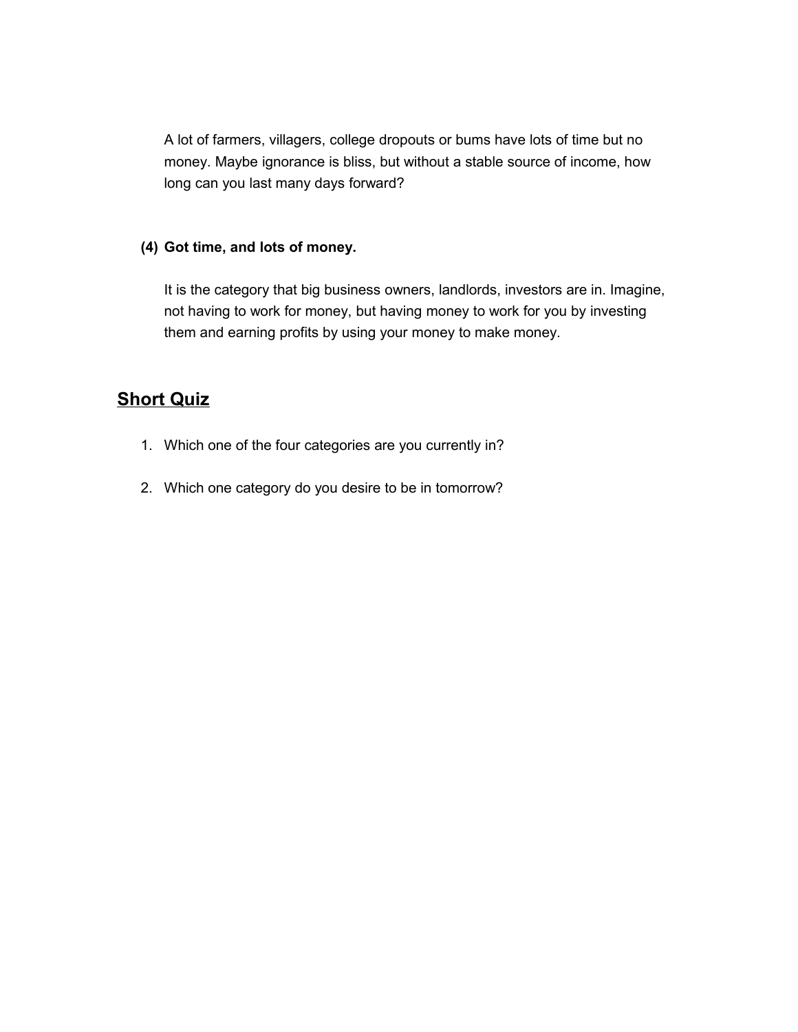A lot of farmers, villagers, college dropouts or bums have lots of time but no money. Maybe ignorance is bliss, but without a stable source of income, how long can you last many days forward?

**(4) Got time, and lots of money.**

It is the category that big business owners, landlords, investors are in. Imagine, not having to work for money, but having money to work for you by investing them and earning profits by using your money to make money.

## Short Quiz

1. Which one of the four categories are you currently in?

2. Which one category do you desire to be in tomorrow?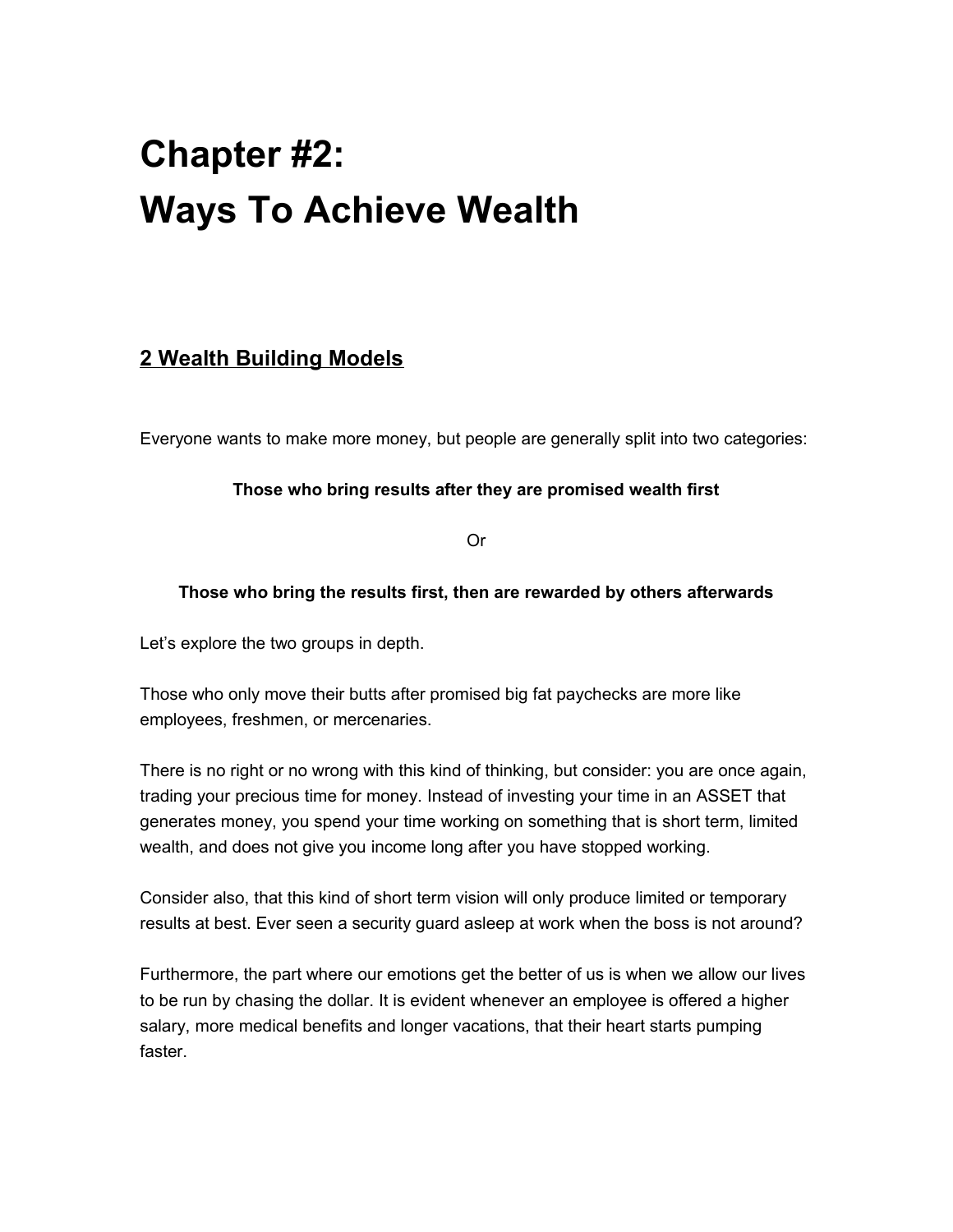# Chapter #2:
# Ways To Achieve Wealth

## 2 Wealth Building Models

Everyone wants to make more money, but people are generally split into two categories:

**Those who bring results after they are promised wealth first**

Or

**Those who bring the results first, then are rewarded by others afterwards**

Let's explore the two groups in depth.

Those who only move their butts after promised big fat paychecks are more like employees, freshmen, or mercenaries.

There is no right or no wrong with this kind of thinking, but consider: you are once again, trading your precious time for money. Instead of investing your time in an ASSET that generates money, you spend your time working on something that is short term, limited wealth, and does not give you income long after you have stopped working.

Consider also, that this kind of short term vision will only produce limited or temporary results at best. Ever seen a security guard asleep at work when the boss is not around?

Furthermore, the part where our emotions get the better of us is when we allow our lives to be run by chasing the dollar. It is evident whenever an employee is offered a higher salary, more medical benefits and longer vacations, that their heart starts pumping faster.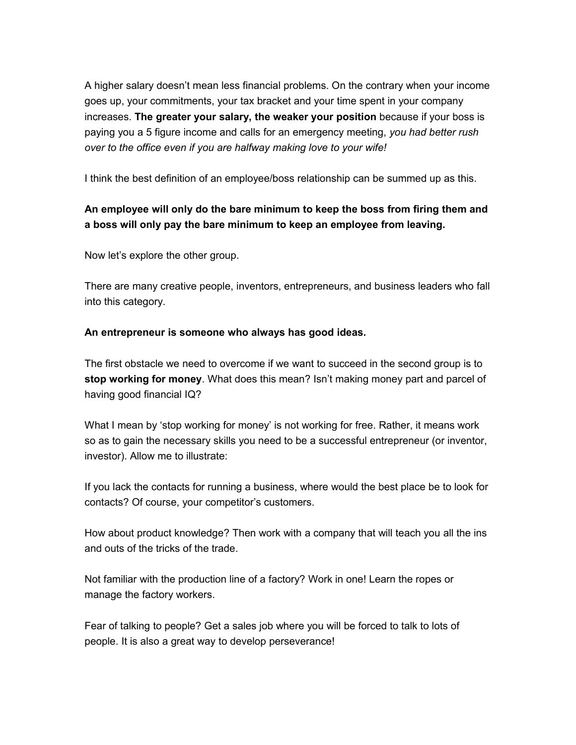A higher salary doesn't mean less financial problems. On the contrary when your income goes up, your commitments, your tax bracket and your time spent in your company increases. **The greater your salary, the weaker your position** because if your boss is paying you a 5 figure income and calls for an emergency meeting, *you had better rush over to the office even if you are halfway making love to your wife!*

I think the best definition of an employee/boss relationship can be summed up as this.

**An employee will only do the bare minimum to keep the boss from firing them and a boss will only pay the bare minimum to keep an employee from leaving.**

Now let's explore the other group.

There are many creative people, inventors, entrepreneurs, and business leaders who fall into this category.

**An entrepreneur is someone who always has good ideas.**

The first obstacle we need to overcome if we want to succeed in the second group is to **stop working for money**. What does this mean? Isn't making money part and parcel of having good financial IQ?

What I mean by 'stop working for money' is not working for free. Rather, it means work so as to gain the necessary skills you need to be a successful entrepreneur (or inventor, investor). Allow me to illustrate:

If you lack the contacts for running a business, where would the best place be to look for contacts? Of course, your competitor's customers.

How about product knowledge? Then work with a company that will teach you all the ins and outs of the tricks of the trade.

Not familiar with the production line of a factory? Work in one! Learn the ropes or manage the factory workers.

Fear of talking to people? Get a sales job where you will be forced to talk to lots of people. It is also a great way to develop perseverance!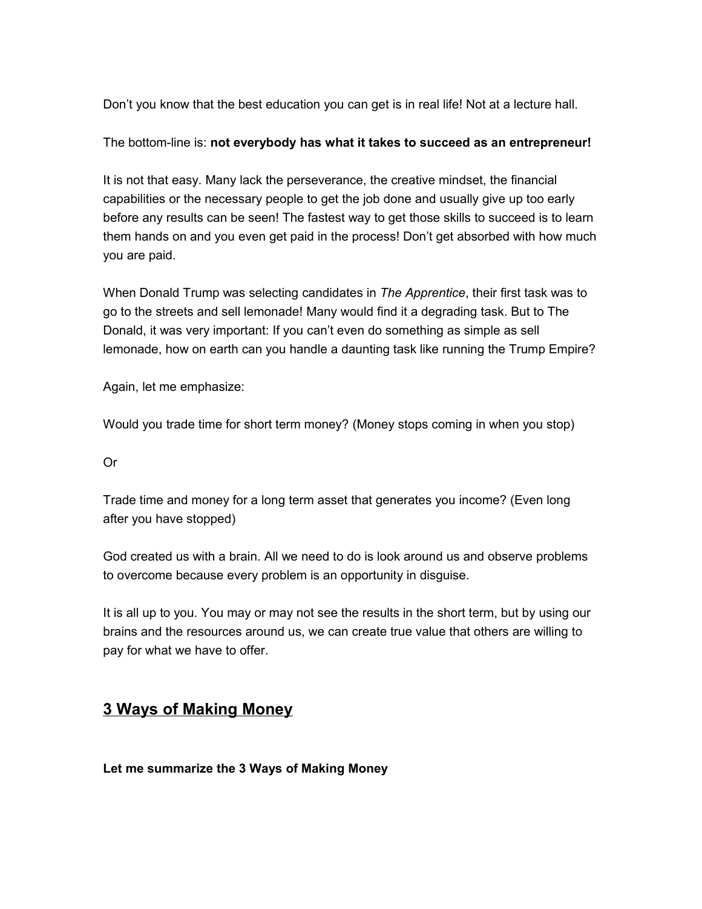Don't you know that the best education you can get is in real life! Not at a lecture hall.

The bottom-line is: **not everybody has what it takes to succeed as an entrepreneur!**

It is not that easy. Many lack the perseverance, the creative mindset, the financial capabilities or the necessary people to get the job done and usually give up too early before any results can be seen! The fastest way to get those skills to succeed is to learn them hands on and you even get paid in the process! Don't get absorbed with how much you are paid.

When Donald Trump was selecting candidates in *The Apprentice*, their first task was to go to the streets and sell lemonade! Many would find it a degrading task. But to The Donald, it was very important: If you can't even do something as simple as sell lemonade, how on earth can you handle a daunting task like running the Trump Empire?

Again, let me emphasize:

Would you trade time for short term money? (Money stops coming in when you stop)

Or

Trade time and money for a long term asset that generates you income? (Even long after you have stopped)

God created us with a brain. All we need to do is look around us and observe problems to overcome because every problem is an opportunity in disguise.

It is all up to you. You may or may not see the results in the short term, but by using our brains and the resources around us, we can create true value that others are willing to pay for what we have to offer.

## 3 Ways of Making Money

**Let me summarize the 3 Ways of Making Money**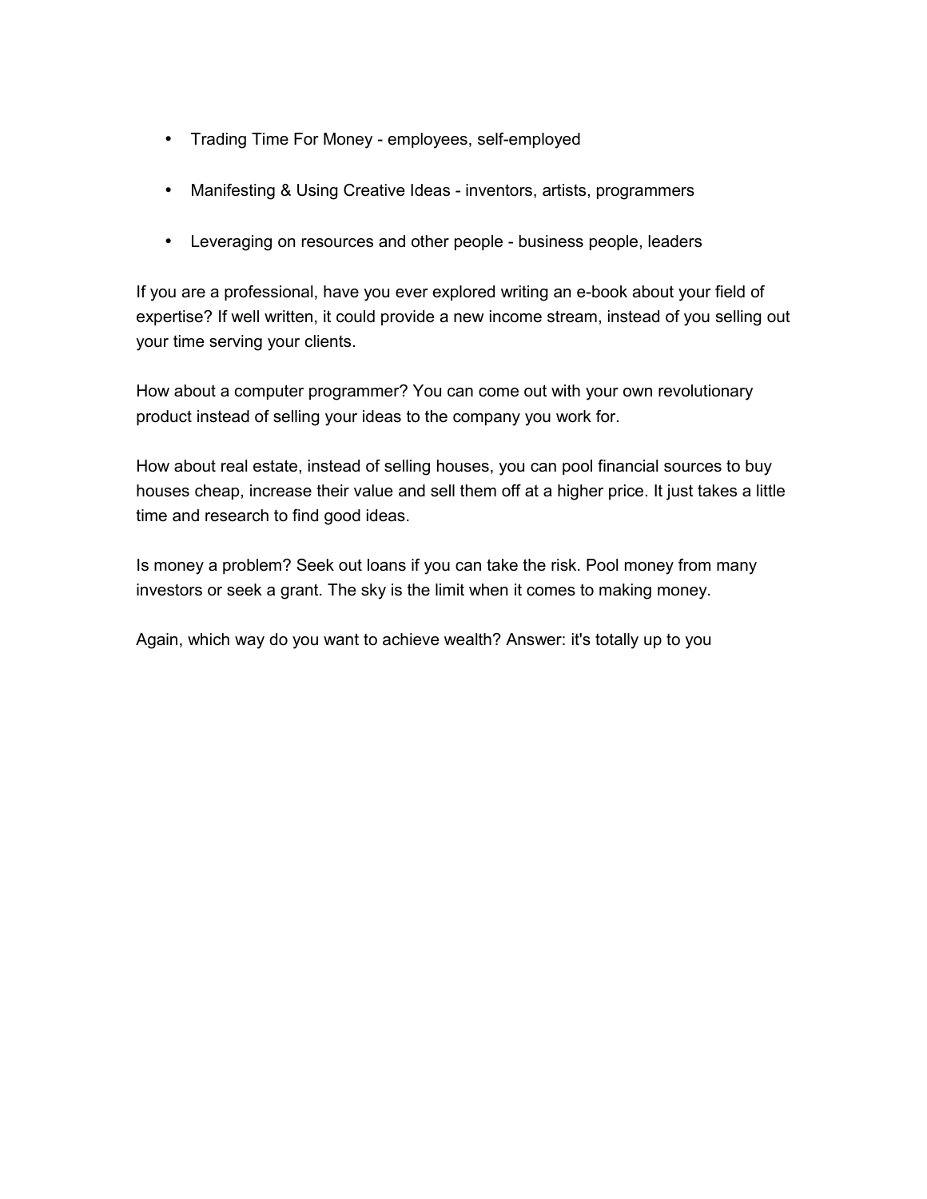- Trading Time For Money - employees, self-employed
- Manifesting & Using Creative Ideas - inventors, artists, programmers
- Leveraging on resources and other people - business people, leaders

If you are a professional, have you ever explored writing an e-book about your field of expertise? If well written, it could provide a new income stream, instead of you selling out your time serving your clients.

How about a computer programmer? You can come out with your own revolutionary product instead of selling your ideas to the company you work for.

How about real estate, instead of selling houses, you can pool financial sources to buy houses cheap, increase their value and sell them off at a higher price. It just takes a little time and research to find good ideas.

Is money a problem? Seek out loans if you can take the risk. Pool money from many investors or seek a grant. The sky is the limit when it comes to making money.

Again, which way do you want to achieve wealth? Answer: it's totally up to you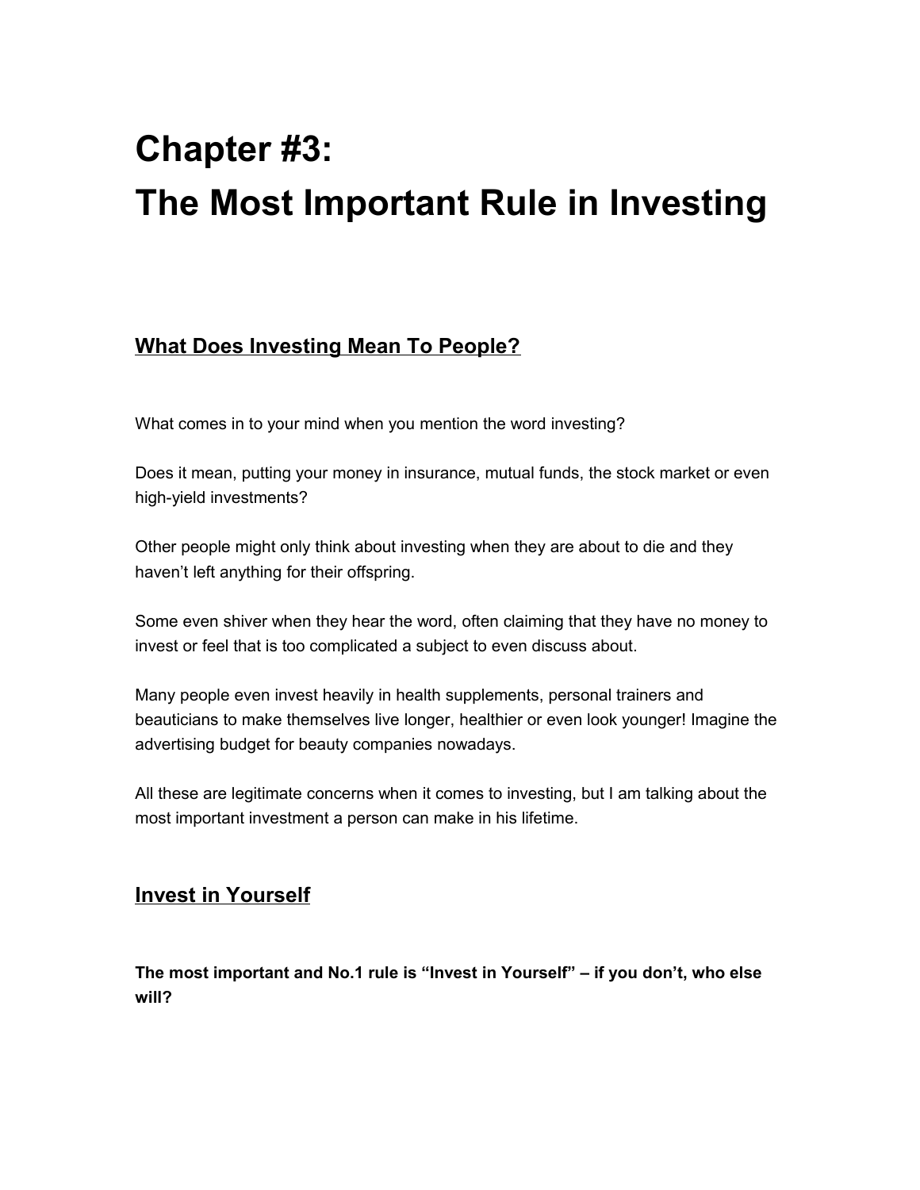# Chapter #3:
# The Most Important Rule in Investing

## What Does Investing Mean To People?

What comes in to your mind when you mention the word investing?

Does it mean, putting your money in insurance, mutual funds, the stock market or even high-yield investments?

Other people might only think about investing when they are about to die and they haven't left anything for their offspring.

Some even shiver when they hear the word, often claiming that they have no money to invest or feel that is too complicated a subject to even discuss about.

Many people even invest heavily in health supplements, personal trainers and beauticians to make themselves live longer, healthier or even look younger! Imagine the advertising budget for beauty companies nowadays.

All these are legitimate concerns when it comes to investing, but I am talking about the most important investment a person can make in his lifetime.

## Invest in Yourself

**The most important and No.1 rule is "Invest in Yourself" – if you don't, who else will?**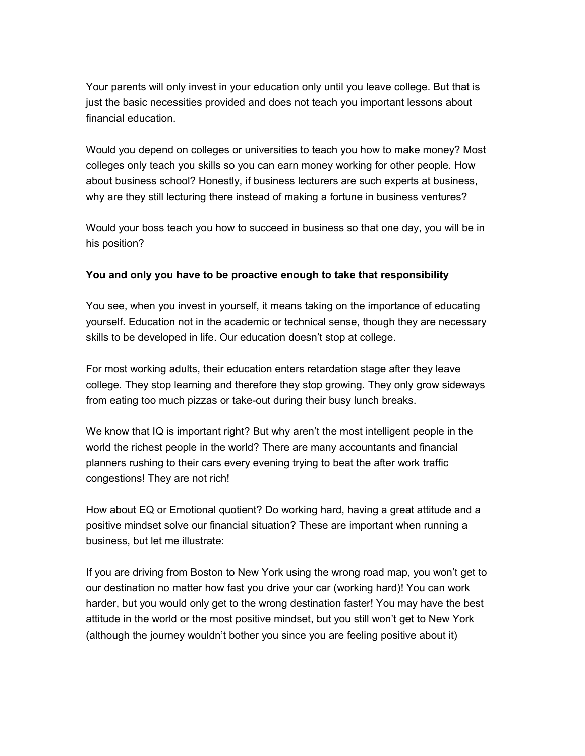Your parents will only invest in your education only until you leave college. But that is just the basic necessities provided and does not teach you important lessons about financial education.

Would you depend on colleges or universities to teach you how to make money? Most colleges only teach you skills so you can earn money working for other people. How about business school? Honestly, if business lecturers are such experts at business, why are they still lecturing there instead of making a fortune in business ventures?

Would your boss teach you how to succeed in business so that one day, you will be in his position?

**You and only you have to be proactive enough to take that responsibility**

You see, when you invest in yourself, it means taking on the importance of educating yourself. Education not in the academic or technical sense, though they are necessary skills to be developed in life. Our education doesn't stop at college.

For most working adults, their education enters retardation stage after they leave college. They stop learning and therefore they stop growing. They only grow sideways from eating too much pizzas or take-out during their busy lunch breaks.

We know that IQ is important right? But why aren't the most intelligent people in the world the richest people in the world? There are many accountants and financial planners rushing to their cars every evening trying to beat the after work traffic congestions! They are not rich!

How about EQ or Emotional quotient? Do working hard, having a great attitude and a positive mindset solve our financial situation? These are important when running a business, but let me illustrate:

If you are driving from Boston to New York using the wrong road map, you won't get to our destination no matter how fast you drive your car (working hard)! You can work harder, but you would only get to the wrong destination faster! You may have the best attitude in the world or the most positive mindset, but you still won't get to New York (although the journey wouldn't bother you since you are feeling positive about it)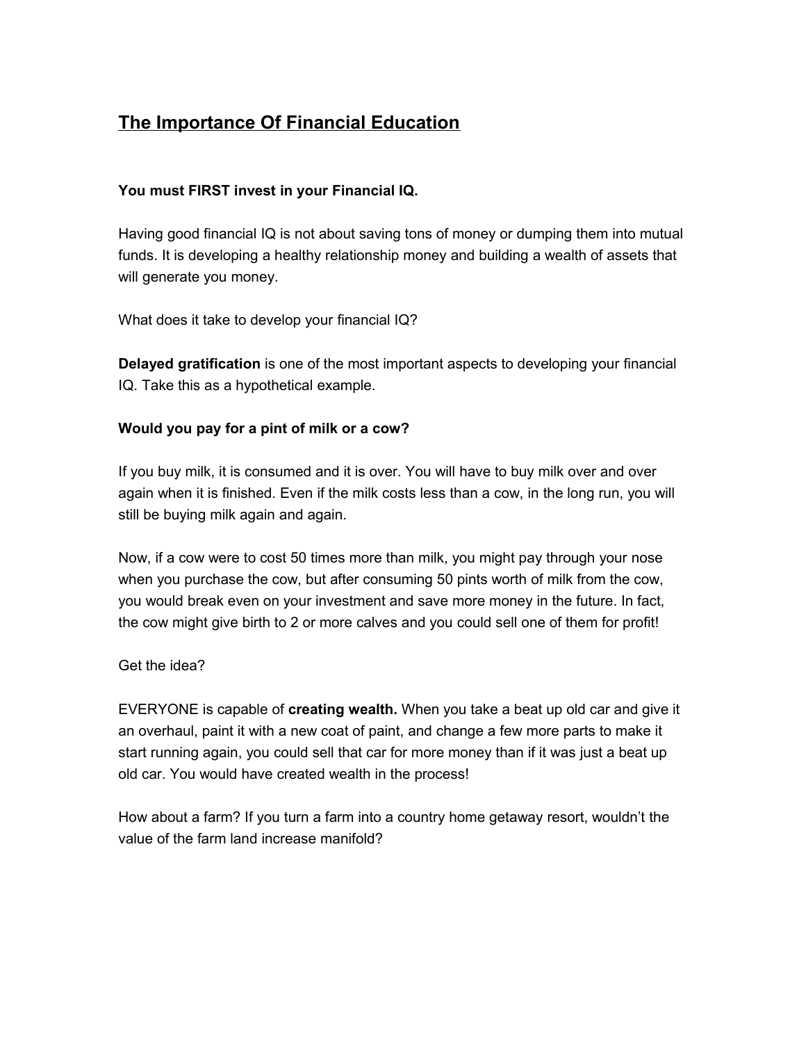## The Importance Of Financial Education

**You must FIRST invest in your Financial IQ.**

Having good financial IQ is not about saving tons of money or dumping them into mutual funds. It is developing a healthy relationship money and building a wealth of assets that will generate you money.

What does it take to develop your financial IQ?

**Delayed gratification** is one of the most important aspects to developing your financial IQ. Take this as a hypothetical example.

**Would you pay for a pint of milk or a cow?**

If you buy milk, it is consumed and it is over. You will have to buy milk over and over again when it is finished. Even if the milk costs less than a cow, in the long run, you will still be buying milk again and again.

Now, if a cow were to cost 50 times more than milk, you might pay through your nose when you purchase the cow, but after consuming 50 pints worth of milk from the cow, you would break even on your investment and save more money in the future. In fact, the cow might give birth to 2 or more calves and you could sell one of them for profit!

Get the idea?

EVERYONE is capable of **creating wealth.** When you take a beat up old car and give it an overhaul, paint it with a new coat of paint, and change a few more parts to make it start running again, you could sell that car for more money than if it was just a beat up old car. You would have created wealth in the process!

How about a farm? If you turn a farm into a country home getaway resort, wouldn't the value of the farm land increase manifold?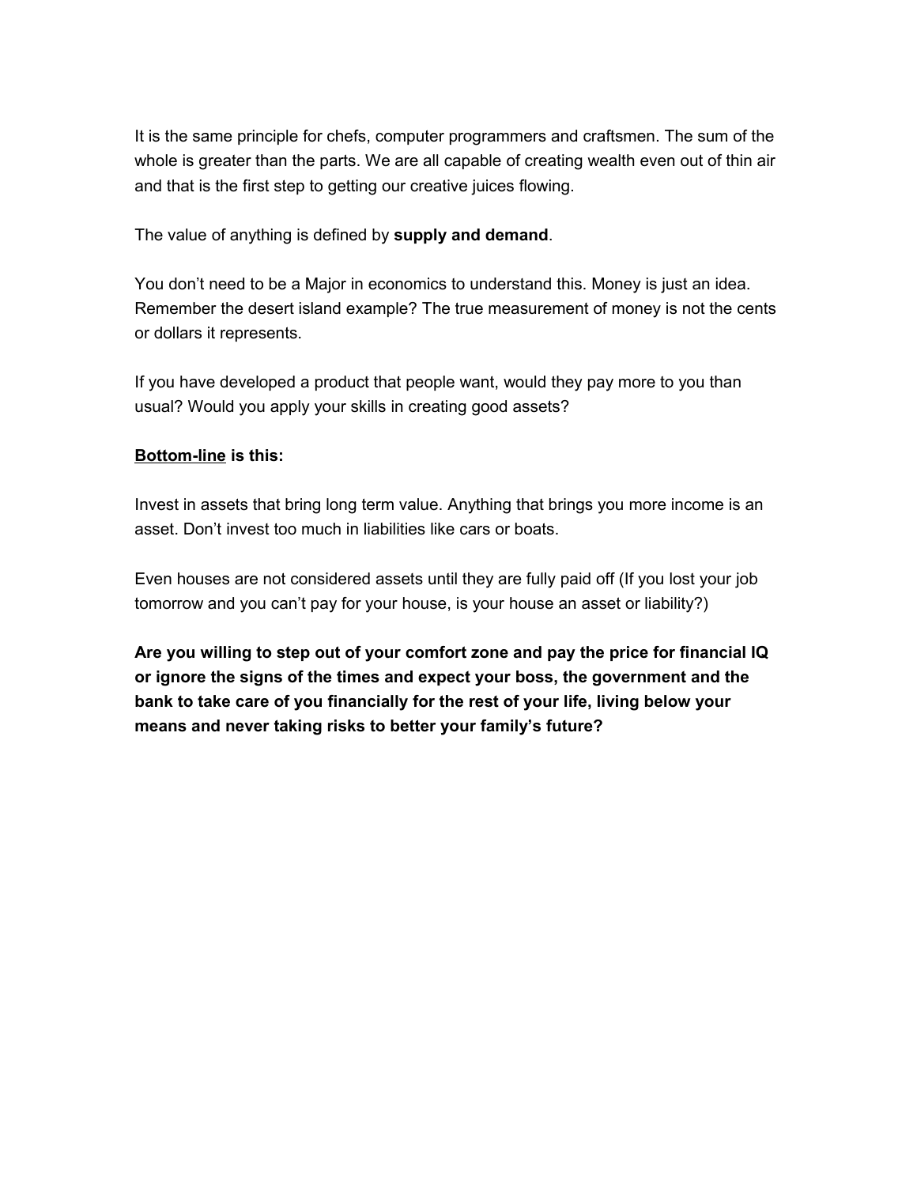It is the same principle for chefs, computer programmers and craftsmen. The sum of the whole is greater than the parts. We are all capable of creating wealth even out of thin air and that is the first step to getting our creative juices flowing.

The value of anything is defined by **supply and demand**.

You don't need to be a Major in economics to understand this. Money is just an idea. Remember the desert island example? The true measurement of money is not the cents or dollars it represents.

If you have developed a product that people want, would they pay more to you than usual? Would you apply your skills in creating good assets?

<u>**Bottom-line**</u> **is this:**

Invest in assets that bring long term value. Anything that brings you more income is an asset. Don't invest too much in liabilities like cars or boats.

Even houses are not considered assets until they are fully paid off (If you lost your job tomorrow and you can't pay for your house, is your house an asset or liability?)

**Are you willing to step out of your comfort zone and pay the price for financial IQ or ignore the signs of the times and expect your boss, the government and the bank to take care of you financially for the rest of your life, living below your means and never taking risks to better your family's future?**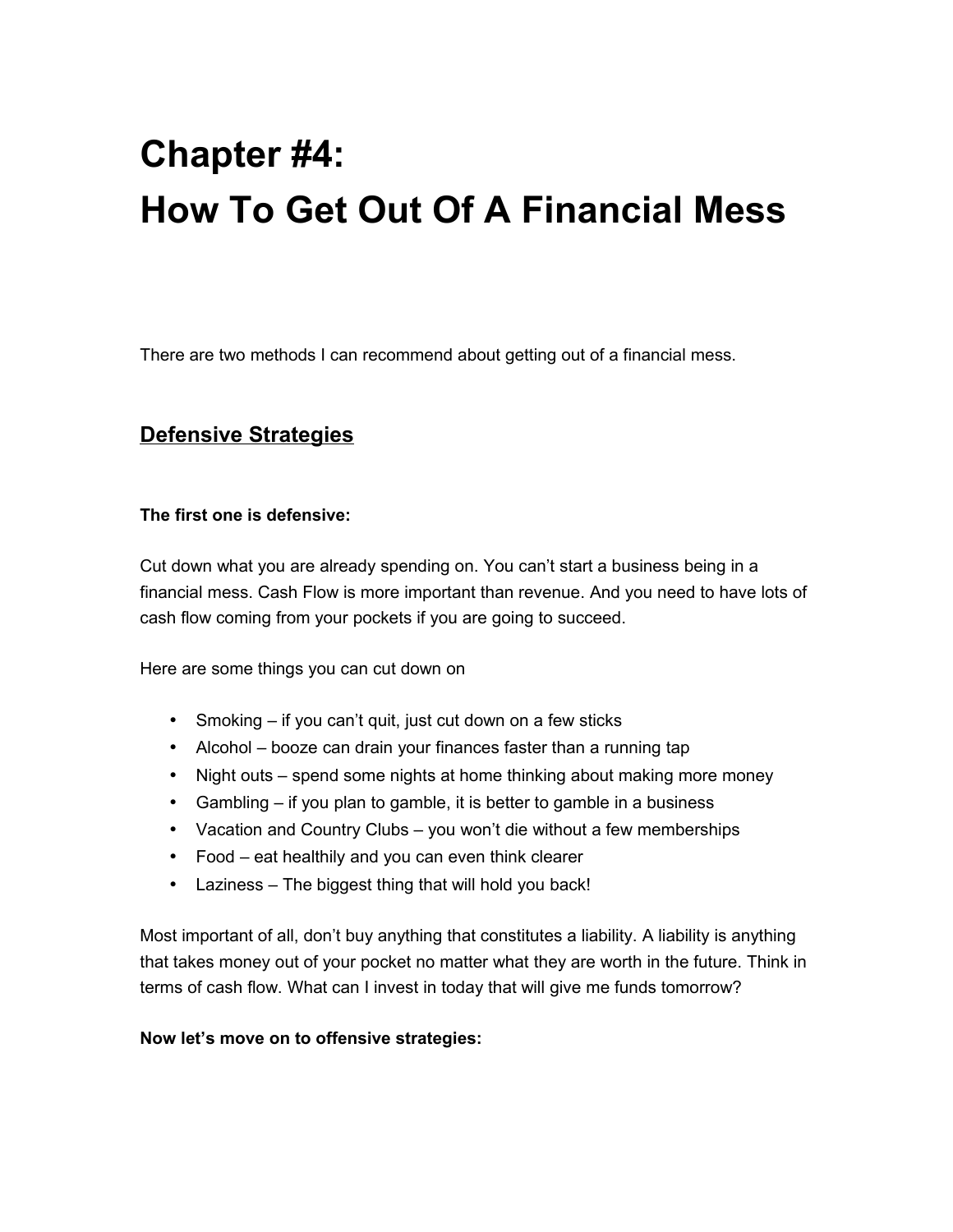# Chapter #4:
# How To Get Out Of A Financial Mess

There are two methods I can recommend about getting out of a financial mess.

## Defensive Strategies

**The first one is defensive:**

Cut down what you are already spending on. You can't start a business being in a financial mess. Cash Flow is more important than revenue. And you need to have lots of cash flow coming from your pockets if you are going to succeed.

Here are some things you can cut down on

- Smoking – if you can't quit, just cut down on a few sticks
- Alcohol – booze can drain your finances faster than a running tap
- Night outs – spend some nights at home thinking about making more money
- Gambling – if you plan to gamble, it is better to gamble in a business
- Vacation and Country Clubs – you won't die without a few memberships
- Food – eat healthily and you can even think clearer
- Laziness – The biggest thing that will hold you back!

Most important of all, don't buy anything that constitutes a liability. A liability is anything that takes money out of your pocket no matter what they are worth in the future. Think in terms of cash flow. What can I invest in today that will give me funds tomorrow?

**Now let's move on to offensive strategies:**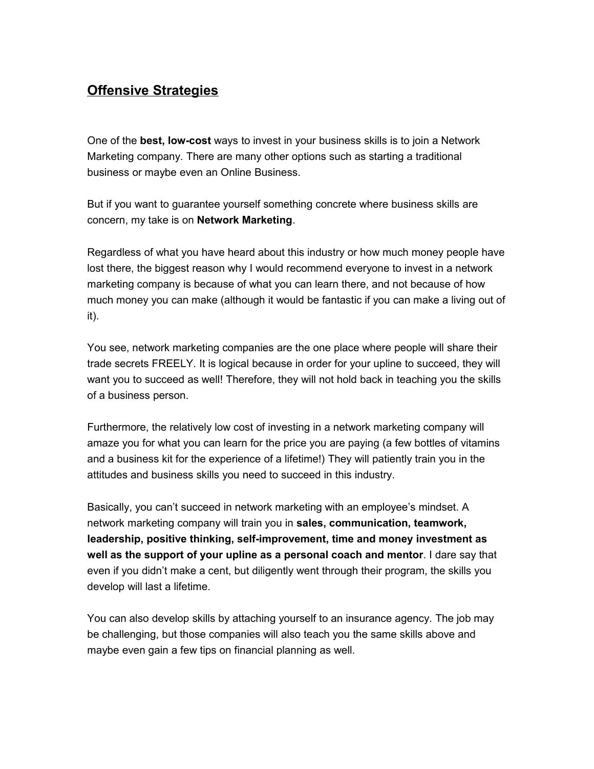## Offensive Strategies

One of the **best, low-cost** ways to invest in your business skills is to join a Network Marketing company. There are many other options such as starting a traditional business or maybe even an Online Business.

But if you want to guarantee yourself something concrete where business skills are concern, my take is on **Network Marketing**.

Regardless of what you have heard about this industry or how much money people have lost there, the biggest reason why I would recommend everyone to invest in a network marketing company is because of what you can learn there, and not because of how much money you can make (although it would be fantastic if you can make a living out of it).

You see, network marketing companies are the one place where people will share their trade secrets FREELY. It is logical because in order for your upline to succeed, they will want you to succeed as well! Therefore, they will not hold back in teaching you the skills of a business person.

Furthermore, the relatively low cost of investing in a network marketing company will amaze you for what you can learn for the price you are paying (a few bottles of vitamins and a business kit for the experience of a lifetime!) They will patiently train you in the attitudes and business skills you need to succeed in this industry.

Basically, you can't succeed in network marketing with an employee's mindset. A network marketing company will train you in **sales, communication, teamwork, leadership, positive thinking, self-improvement, time and money investment as well as the support of your upline as a personal coach and mentor**. I dare say that even if you didn't make a cent, but diligently went through their program, the skills you develop will last a lifetime.

You can also develop skills by attaching yourself to an insurance agency. The job may be challenging, but those companies will also teach you the same skills above and maybe even gain a few tips on financial planning as well.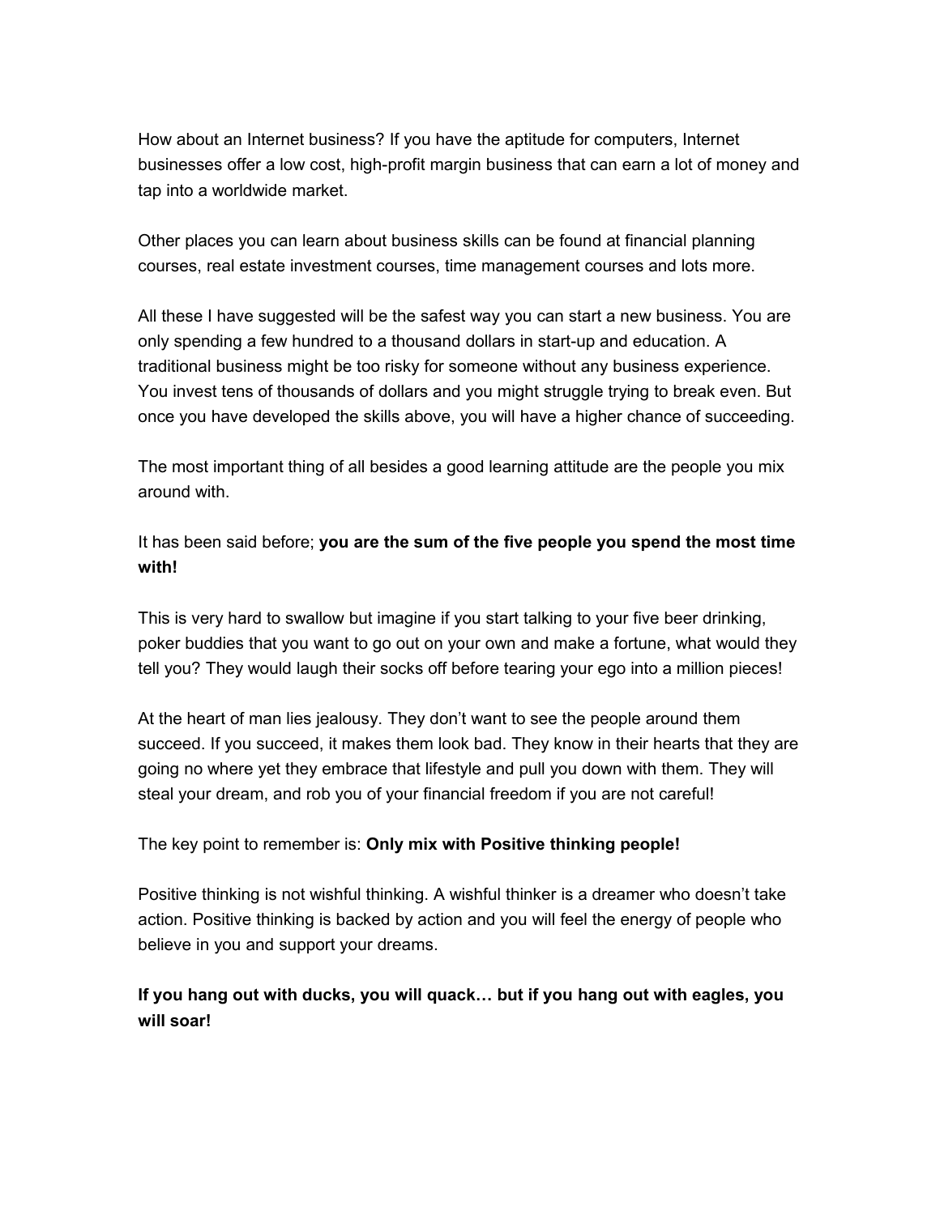How about an Internet business? If you have the aptitude for computers, Internet businesses offer a low cost, high-profit margin business that can earn a lot of money and tap into a worldwide market.

Other places you can learn about business skills can be found at financial planning courses, real estate investment courses, time management courses and lots more.

All these I have suggested will be the safest way you can start a new business. You are only spending a few hundred to a thousand dollars in start-up and education. A traditional business might be too risky for someone without any business experience. You invest tens of thousands of dollars and you might struggle trying to break even. But once you have developed the skills above, you will have a higher chance of succeeding.

The most important thing of all besides a good learning attitude are the people you mix around with.

It has been said before; **you are the sum of the five people you spend the most time with!**

This is very hard to swallow but imagine if you start talking to your five beer drinking, poker buddies that you want to go out on your own and make a fortune, what would they tell you? They would laugh their socks off before tearing your ego into a million pieces!

At the heart of man lies jealousy. They don't want to see the people around them succeed. If you succeed, it makes them look bad. They know in their hearts that they are going no where yet they embrace that lifestyle and pull you down with them. They will steal your dream, and rob you of your financial freedom if you are not careful!

The key point to remember is: **Only mix with Positive thinking people!**

Positive thinking is not wishful thinking. A wishful thinker is a dreamer who doesn't take action. Positive thinking is backed by action and you will feel the energy of people who believe in you and support your dreams.

**If you hang out with ducks, you will quack… but if you hang out with eagles, you will soar!**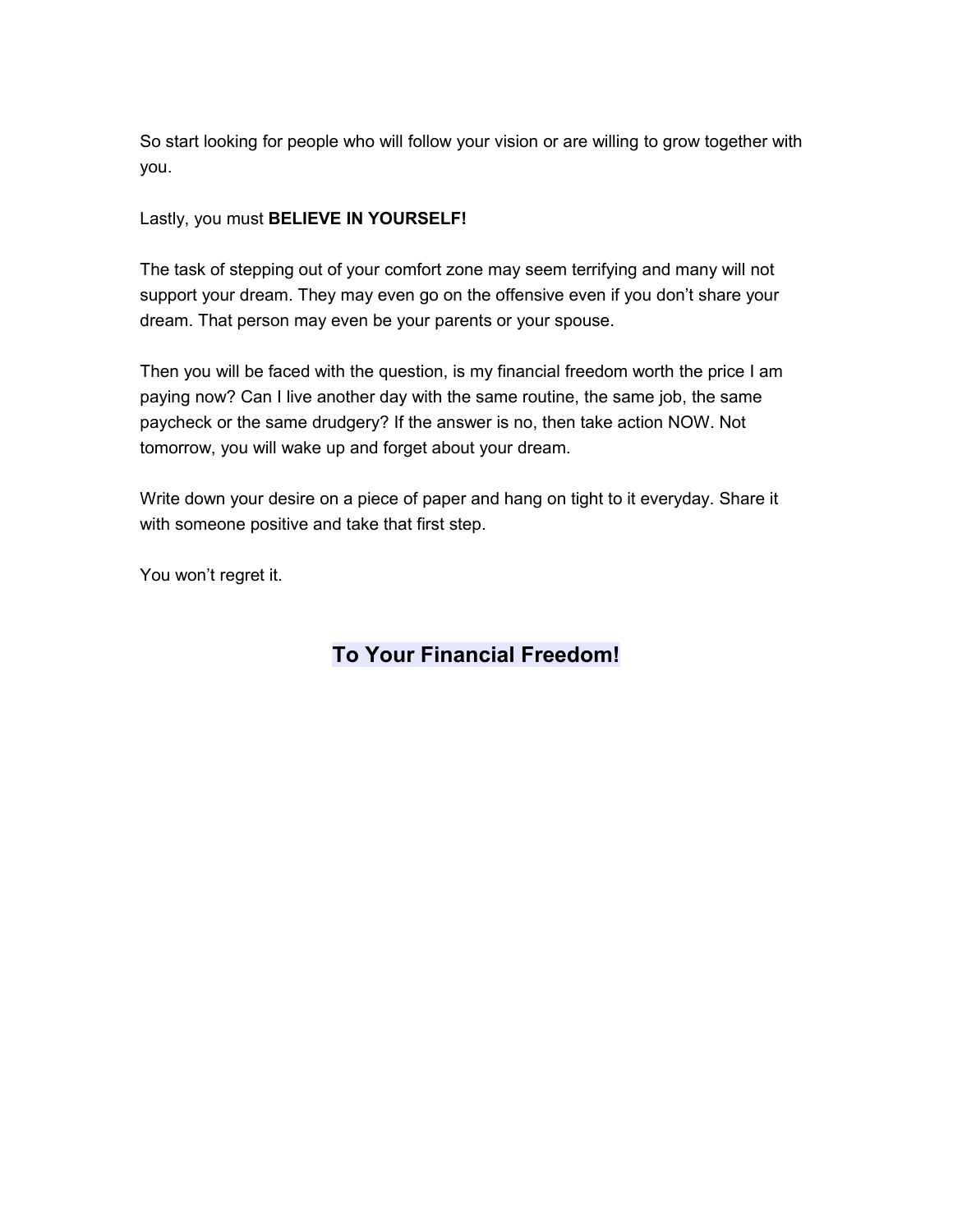So start looking for people who will follow your vision or are willing to grow together with you.

Lastly, you must **BELIEVE IN YOURSELF!**

The task of stepping out of your comfort zone may seem terrifying and many will not support your dream. They may even go on the offensive even if you don't share your dream. That person may even be your parents or your spouse.

Then you will be faced with the question, is my financial freedom worth the price I am paying now? Can I live another day with the same routine, the same job, the same paycheck or the same drudgery? If the answer is no, then take action NOW. Not tomorrow, you will wake up and forget about your dream.

Write down your desire on a piece of paper and hang on tight to it everyday. Share it with someone positive and take that first step.

You won't regret it.

## To Your Financial Freedom!